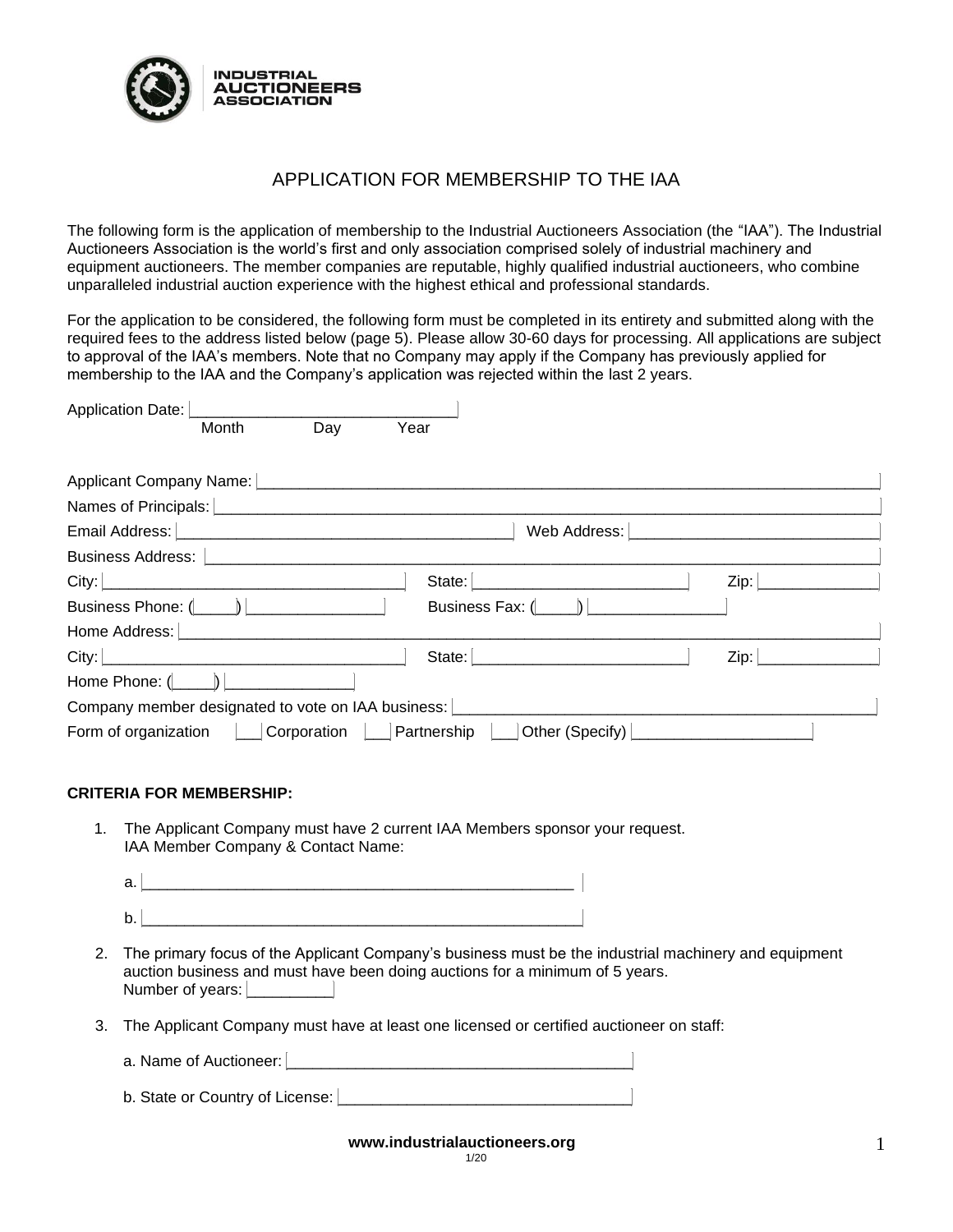# APPLICATION FOR MEMBERSHIP TO THE IAA

The following form is the application of membership to the Industrial Auctioneers Association (the "IAA"). The Industrial Auctioneers Association is the world's first and only association comprised solely of industrial machinery and equipment auctioneers. The member companies are reputable, highly qualified industrial auctioneers, who combine unparalleled industrial auction experience with the highest ethical and professional standards.

For the application to be considered, the following form must be completed in its entirety and submitted along with the required fees to the address listed below (page 5). Please allow 30-60 days for processing. All applications are subject to approval of the IAA's members. Note that no Company may apply if the Company has previously applied for membership to the IAA and the Company's application was rejected within the last 2 years.

Application Date: ______________________________
Month Day Year

Applicant Company Name: ______________________________

Names of Principals: ______________________________

Email Address: ______________________________ Web Address: ______________________________

Business Address: ______________________________

City: ______________________________ State: ______________________________ Zip: ______________

Business Phone: (_____) ______________ Business Fax: (_____) ______________

Home Address: ______________________________

City: ______________________________ State: ______________________________ Zip: ______________

Home Phone: (_____) ______________

Company member designated to vote on IAA business: ______________________________

Form of organization ___ Corporation ___ Partnership ___ Other (Specify) ____________________

**CRITERIA FOR MEMBERSHIP:**

1. The Applicant Company must have 2 current IAA Members sponsor your request.
   IAA Member Company & Contact Name:

   a. ______________________________

   b. ______________________________

2. The primary focus of the Applicant Company's business must be the industrial machinery and equipment auction business and must have been doing auctions for a minimum of 5 years.
   Number of years: __________

3. The Applicant Company must have at least one licensed or certified auctioneer on staff:

   a. Name of Auctioneer: ______________________________

   b. State or Country of License: ______________________________

**www.industrialauctioneers.org**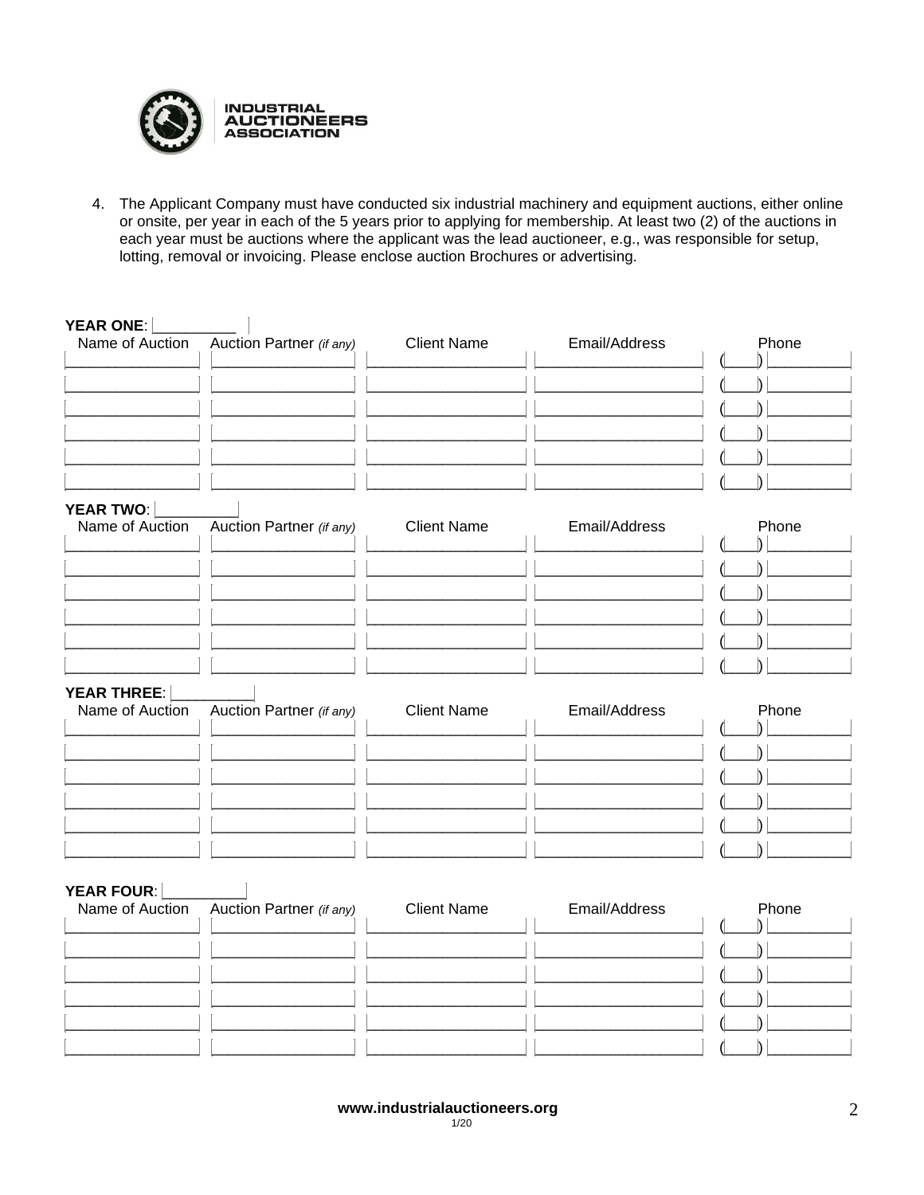4. The Applicant Company must have conducted six industrial machinery and equipment auctions, either online or onsite, per year in each of the 5 years prior to applying for membership. At least two (2) of the auctions in each year must be auctions where the applicant was the lead auctioneer, e.g., was responsible for setup, lotting, removal or invoicing. Please enclose auction Brochures or advertising.

**YEAR ONE**: __________

| Name of Auction | Auction Partner *(if any)* | Client Name | Email/Address | Phone |
|---|---|---|---|---|
| | | | | (___) |
| | | | | (___) |
| | | | | (___) |
| | | | | (___) |
| | | | | (___) |
| | | | | (___) |

**YEAR TWO**: __________

| Name of Auction | Auction Partner *(if any)* | Client Name | Email/Address | Phone |
|---|---|---|---|---|
| | | | | (___) |
| | | | | (___) |
| | | | | (___) |
| | | | | (___) |
| | | | | (___) |
| | | | | (___) |

**YEAR THREE**: __________

| Name of Auction | Auction Partner *(if any)* | Client Name | Email/Address | Phone |
|---|---|---|---|---|
| | | | | (___) |
| | | | | (___) |
| | | | | (___) |
| | | | | (___) |
| | | | | (___) |
| | | | | (___) |

**YEAR FOUR**: __________

| Name of Auction | Auction Partner *(if any)* | Client Name | Email/Address | Phone |
|---|---|---|---|---|
| | | | | (___) |
| | | | | (___) |
| | | | | (___) |
| | | | | (___) |
| | | | | (___) |
| | | | | (___) |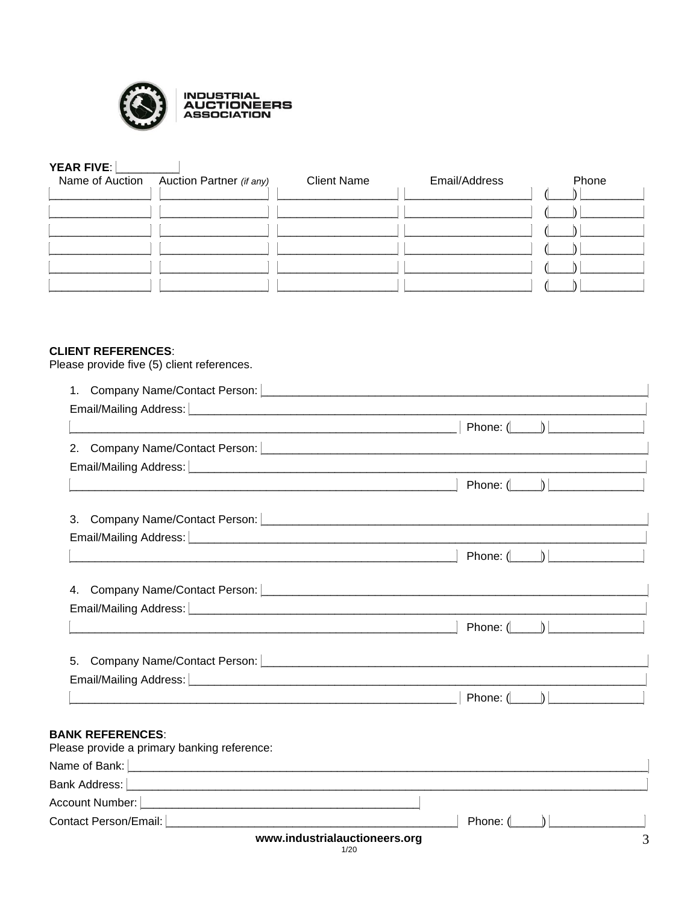**YEAR FIVE**: __________

| Name of Auction | Auction Partner *(if any)* | Client Name | Email/Address | Phone |
| --- | --- | --- | --- | --- |
| | | | | ( ) |
| | | | | ( ) |
| | | | | ( ) |
| | | | | ( ) |
| | | | | ( ) |
| | | | | ( ) |

**CLIENT REFERENCES**:
Please provide five (5) client references.

1. Company Name/Contact Person: ____________________
   Email/Mailing Address: ____________________
   ____________________ Phone: ( ) ____________
2. Company Name/Contact Person: ____________________
   Email/Mailing Address: ____________________
   ____________________ Phone: ( ) ____________
3. Company Name/Contact Person: ____________________
   Email/Mailing Address: ____________________
   ____________________ Phone: ( ) ____________
4. Company Name/Contact Person: ____________________
   Email/Mailing Address: ____________________
   ____________________ Phone: ( ) ____________
5. Company Name/Contact Person: ____________________
   Email/Mailing Address: ____________________
   ____________________ Phone: ( ) ____________

**BANK REFERENCES**:
Please provide a primary banking reference:

Name of Bank: ____________________

Bank Address: ____________________

Account Number: ____________________

Contact Person/Email: ____________________ Phone: ( ) ____________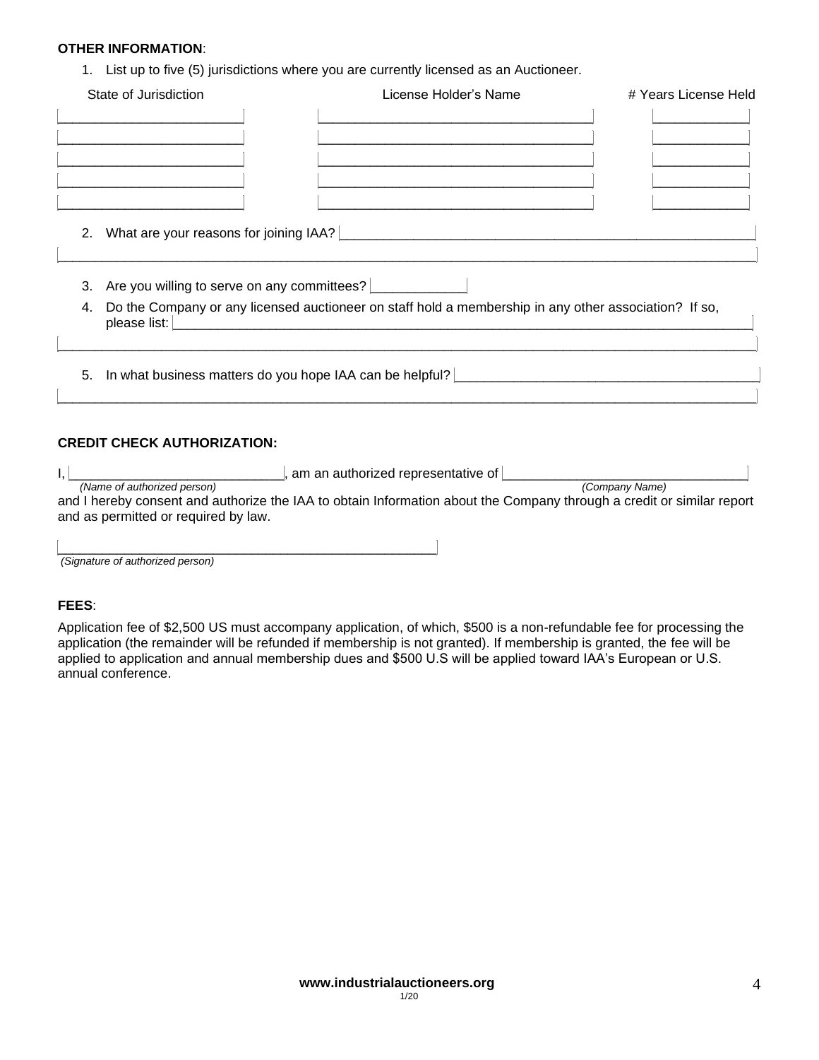**OTHER INFORMATION**:

1. List up to five (5) jurisdictions where you are currently licensed as an Auctioneer.

| State of Jurisdiction | License Holder's Name | # Years License Held |
|---|---|---|
| | | |
| | | |
| | | |
| | | |
| | | |

2. What are your reasons for joining IAA? ______________________________

______________________________________________________________

3. Are you willing to serve on any committees? ____________

4. Do the Company or any licensed auctioneer on staff hold a membership in any other association? If so, please list: ______________________________

______________________________________________________________

5. In what business matters do you hope IAA can be helpful? ______________________________

______________________________________________________________

**CREDIT CHECK AUTHORIZATION:**

I, ______________________________, am an authorized representative of ______________________________
*(Name of authorized person)* *(Company Name)*
and I hereby consent and authorize the IAA to obtain Information about the Company through a credit or similar report and as permitted or required by law.

______________________________________________
*(Signature of authorized person)*

**FEES**:

Application fee of $2,500 US must accompany application, of which, $500 is a non-refundable fee for processing the application (the remainder will be refunded if membership is not granted). If membership is granted, the fee will be applied to application and annual membership dues and $500 U.S will be applied toward IAA's European or U.S. annual conference.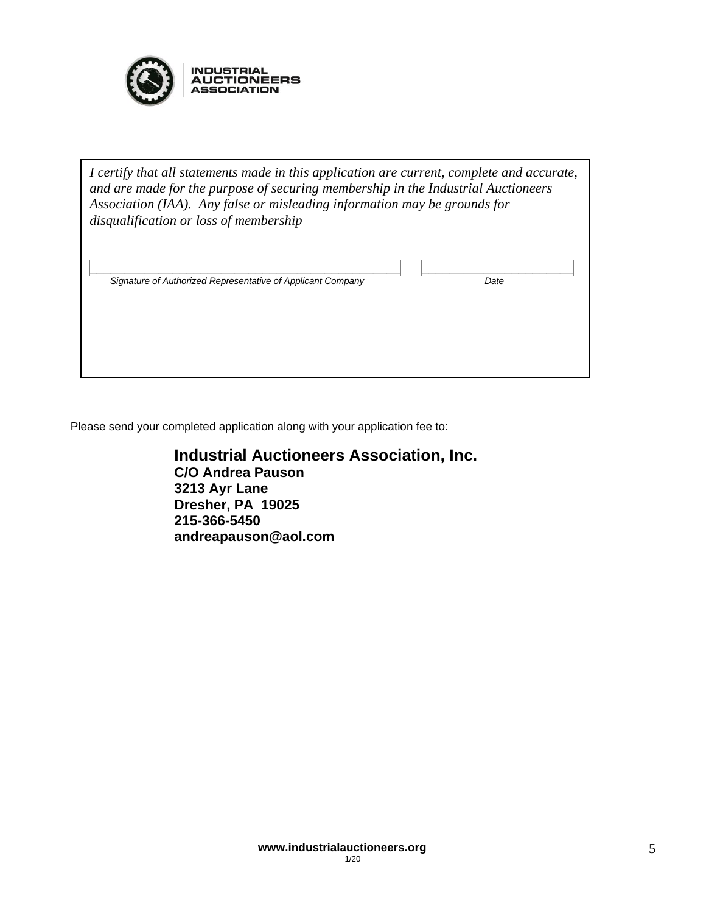**INDUSTRIAL AUCTIONEERS ASSOCIATION**

*I certify that all statements made in this application are current, complete and accurate, and are made for the purpose of securing membership in the Industrial Auctioneers Association (IAA). Any false or misleading information may be grounds for disqualification or loss of membership*

_______________________________________________ &nbsp;&nbsp;&nbsp;&nbsp; ______________________

*Signature of Authorized Representative of Applicant Company* &nbsp;&nbsp;&nbsp;&nbsp; *Date*

Please send your completed application along with your application fee to:

**Industrial Auctioneers Association, Inc.**
**C/O Andrea Pauson**
**3213 Ayr Lane**
**Dresher, PA 19025**
**215-366-5450**
**andreapauson@aol.com**

**www.industrialauctioneers.org**
1/20